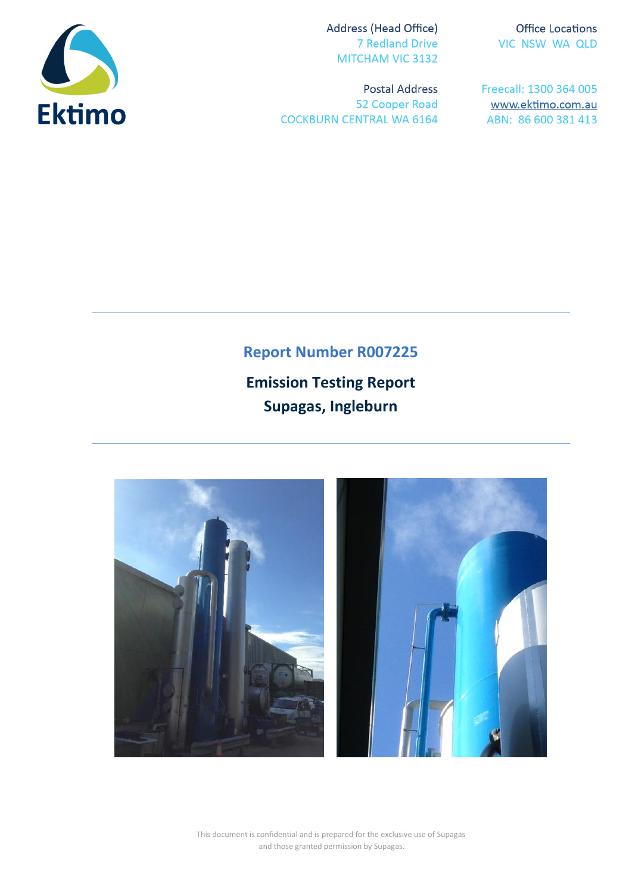Ektimo

Address (Head Office)
7 Redland Drive
MITCHAM VIC 3132

Office Locations
VIC NSW WA QLD

Postal Address
52 Cooper Road
COCKBURN CENTRAL WA 6164

Freecall: 1300 364 005
www.ektimo.com.au
ABN: 86 600 381 413

## Report Number R007225

# Emission Testing Report
# Supagas, Ingleburn

This document is confidential and is prepared for the exclusive use of Supagas and those granted permission by Supagas.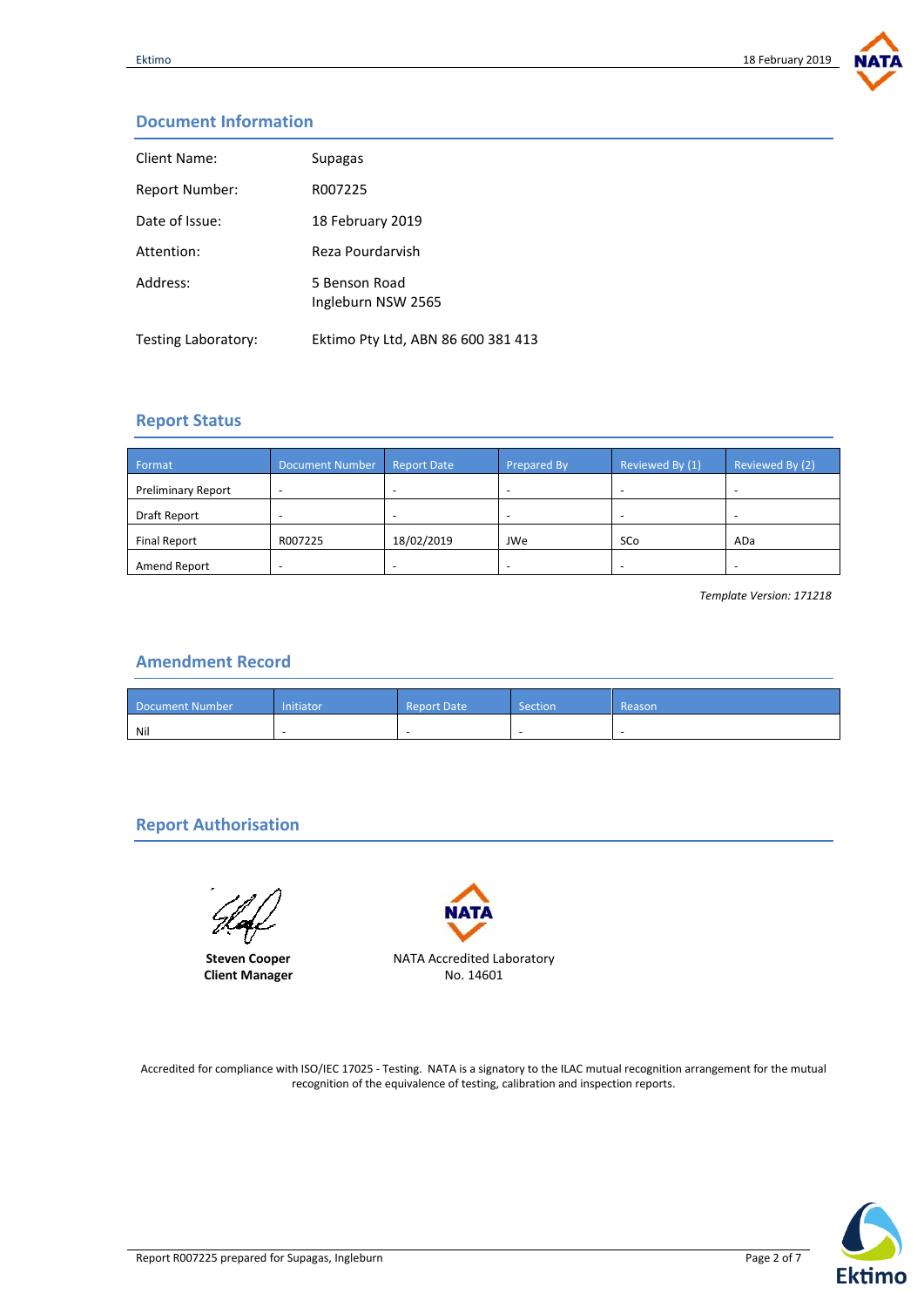## Document Information

| | |
|---|---|
| Client Name: | Supagas |
| Report Number: | R007225 |
| Date of Issue: | 18 February 2019 |
| Attention: | Reza Pourdarvish |
| Address: | 5 Benson Road<br>Ingleburn NSW 2565 |
| Testing Laboratory: | Ektimo Pty Ltd, ABN 86 600 381 413 |

## Report Status

| Format | Document Number | Report Date | Prepared By | Reviewed By (1) | Reviewed By (2) |
|---|---|---|---|---|---|
| Preliminary Report | - | - | - | - | - |
| Draft Report | - | - | - | - | - |
| Final Report | R007225 | 18/02/2019 | JWe | SCo | ADa |
| Amend Report | - | - | - | - | - |

*Template Version: 171218*

## Amendment Record

| Document Number | Initiator | Report Date | Section | Reason |
|---|---|---|---|---|
| Nil | - | - | - | - |

## Report Authorisation

**Steven Cooper**
**Client Manager**

NATA Accredited Laboratory
No. 14601

Accredited for compliance with ISO/IEC 17025 - Testing. NATA is a signatory to the ILAC mutual recognition arrangement for the mutual recognition of the equivalence of testing, calibration and inspection reports.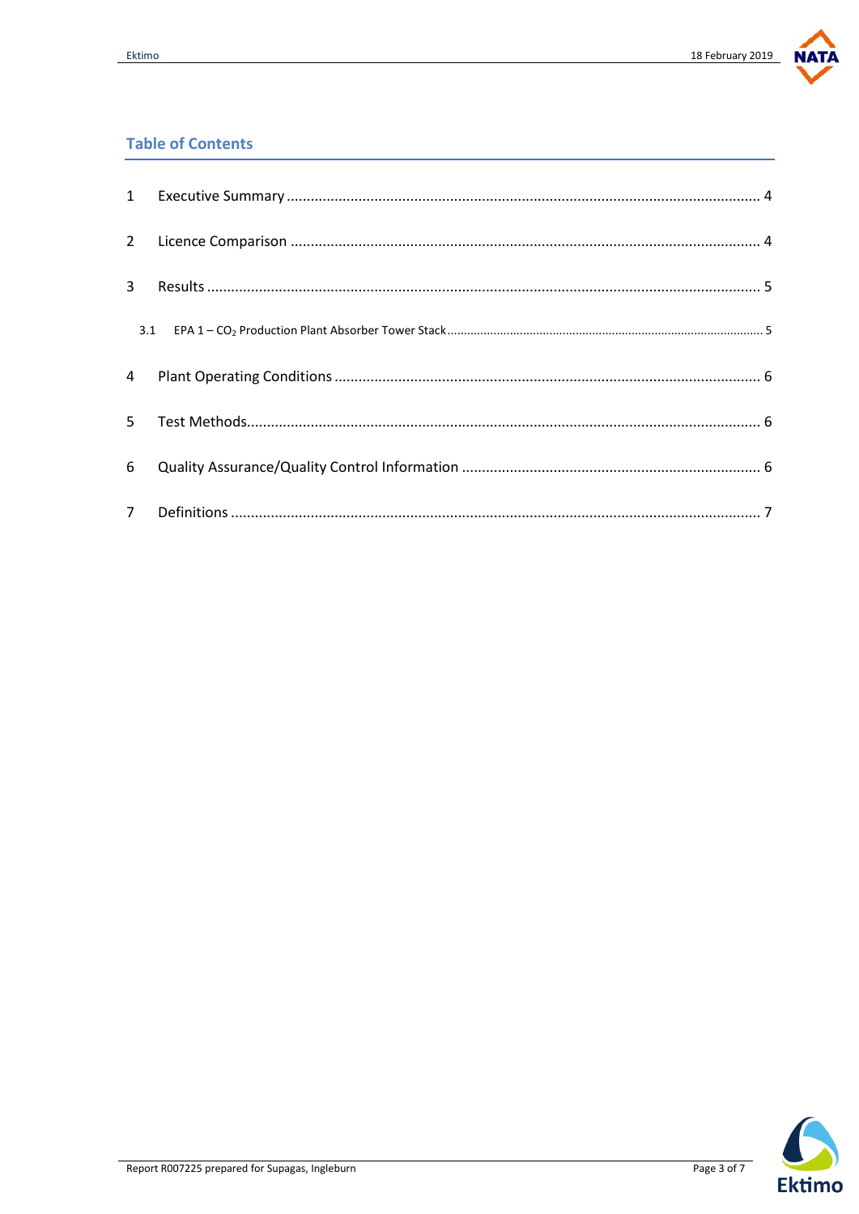## Table of Contents

| | | |
|---|---|---|
| 1 | Executive Summary | 4 |
| 2 | Licence Comparison | 4 |
| 3 | Results | 5 |
| 3.1 | EPA 1 – $CO_2$ Production Plant Absorber Tower Stack | 5 |
| 4 | Plant Operating Conditions | 6 |
| 5 | Test Methods | 6 |
| 6 | Quality Assurance/Quality Control Information | 6 |
| 7 | Definitions | 7 |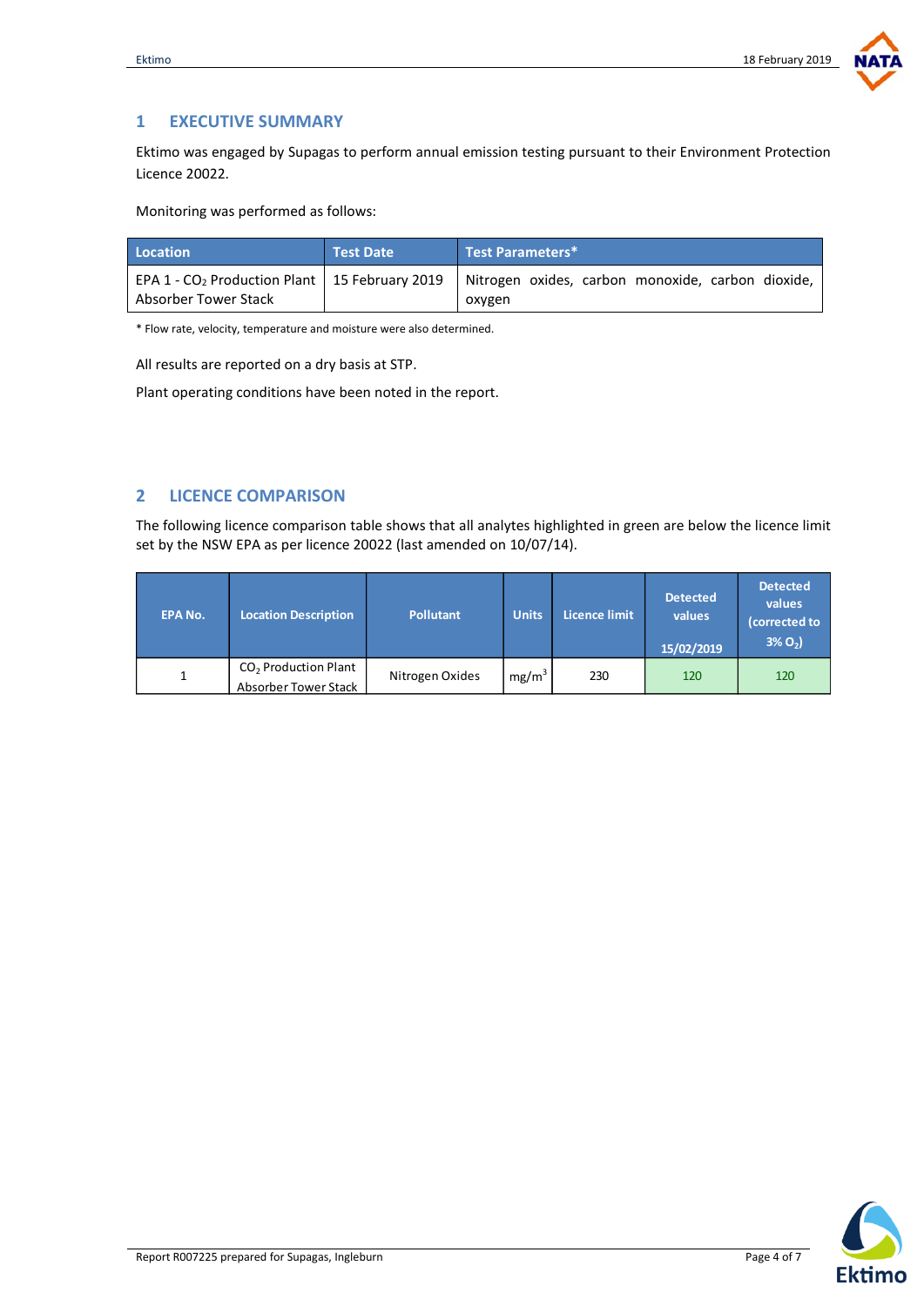## 1 EXECUTIVE SUMMARY

Ektimo was engaged by Supagas to perform annual emission testing pursuant to their Environment Protection Licence 20022.

Monitoring was performed as follows:

| Location | Test Date | Test Parameters* |
|---|---|---|
| EPA 1 - $CO_2$ Production Plant Absorber Tower Stack | 15 February 2019 | Nitrogen oxides, carbon monoxide, carbon dioxide, oxygen |

* Flow rate, velocity, temperature and moisture were also determined.

All results are reported on a dry basis at STP.

Plant operating conditions have been noted in the report.

## 2 LICENCE COMPARISON

The following licence comparison table shows that all analytes highlighted in green are below the licence limit set by the NSW EPA as per licence 20022 (last amended on 10/07/14).

| EPA No. | Location Description | Pollutant | Units | Licence limit | Detected values 15/02/2019 | Detected values (corrected to 3% $O_2$) |
|---|---|---|---|---|---|---|
| 1 | $CO_2$ Production Plant Absorber Tower Stack | Nitrogen Oxides | $mg/m^3$ | 230 | 120 | 120 |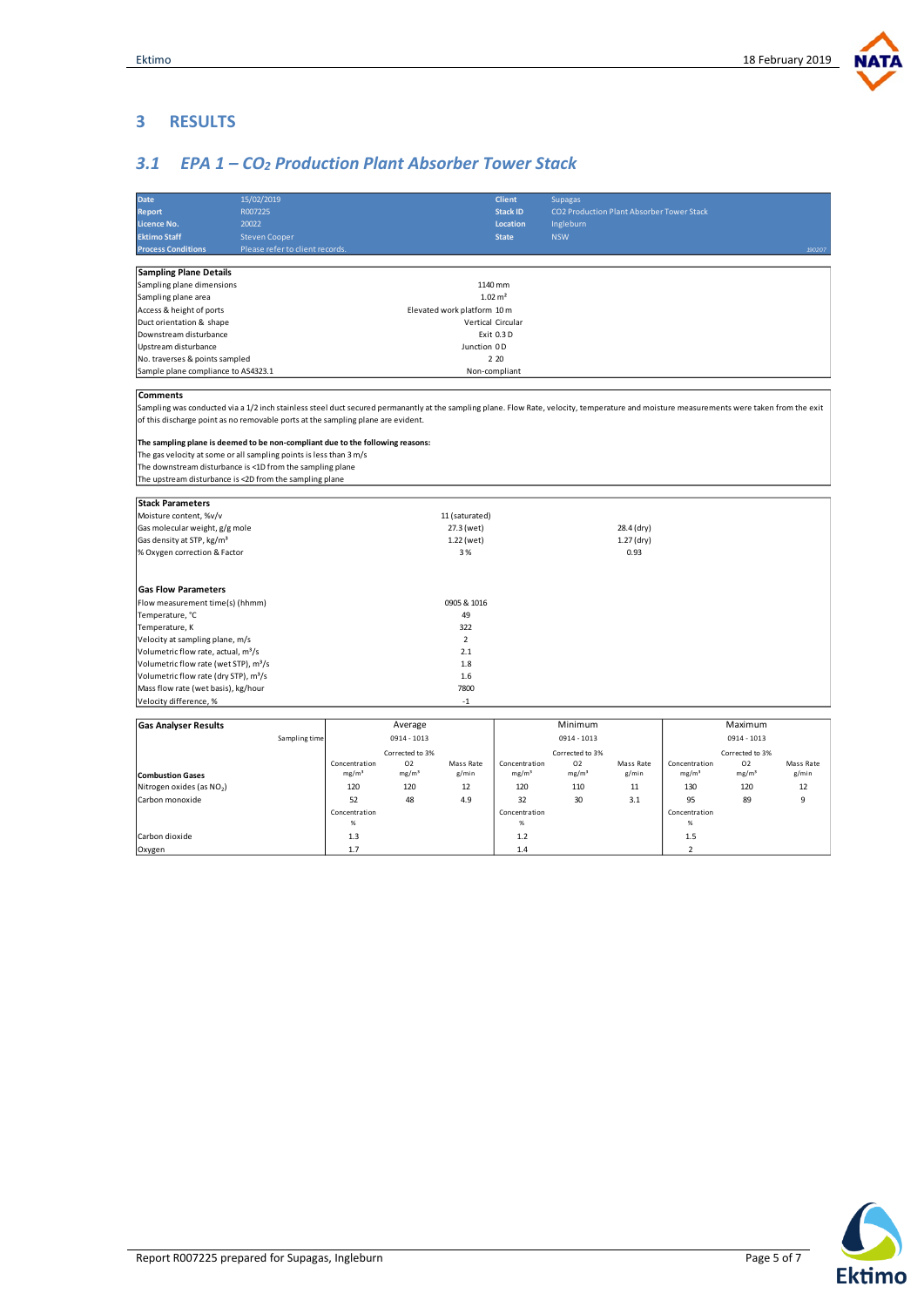## 3 RESULTS

### 3.1 EPA 1 – $CO_2$ Production Plant Absorber Tower Stack

| | | | |
|---|---|---|---|
| **Date** | 15/02/2019 | **Client** | Supagas |
| **Report** | R007225 | **Stack ID** | CO2 Production Plant Absorber Tower Stack |
| **Licence No.** | 20022 | **Location** | Ingleburn |
| **Ektimo Staff** | Steven Cooper | **State** | NSW |
| **Process Conditions** | Please refer to client records. | | 190207 |

| **Sampling Plane Details** | |
|---|---|
| Sampling plane dimensions | 1140 mm |
| Sampling plane area | 1.02 m² |
| Access & height of ports | Elevated work platform 10 m |
| Duct orientation & shape | Vertical Circular |
| Downstream disturbance | Exit 0.3 D |
| Upstream disturbance | Junction 0 D |
| No. traverses & points sampled | 2 20 |
| Sample plane compliance to AS4323.1 | Non-compliant |

**Comments**

Sampling was conducted via a 1/2 inch stainless steel duct secured permanantly at the sampling plane. Flow Rate, velocity, temperature and moisture measurements were taken from the exit of this discharge point as no removable ports at the sampling plane are evident.

**The sampling plane is deemed to be non-compliant due to the following reasons:**

The gas velocity at some or all sampling points is less than 3 m/s
The downstream disturbance is <1D from the sampling plane
The upstream disturbance is <2D from the sampling plane

| **Stack Parameters** | | |
|---|---|---|
| Moisture content, %v/v | 11 (saturated) | |
| Gas molecular weight, g/g mole | 27.3 (wet) | 28.4 (dry) |
| Gas density at STP, kg/m³ | 1.22 (wet) | 1.27 (dry) |
| % Oxygen correction & Factor | 3 % | 0.93 |

| **Gas Flow Parameters** | |
|---|---|
| Flow measurement time(s) (hhmm) | 0905 & 1016 |
| Temperature, °C | 49 |
| Temperature, K | 322 |
| Velocity at sampling plane, m/s | 2 |
| Volumetric flow rate, actual, m³/s | 2.1 |
| Volumetric flow rate (wet STP), m³/s | 1.8 |
| Volumetric flow rate (dry STP), m³/s | 1.6 |
| Mass flow rate (wet basis), kg/hour | 7800 |
| Velocity difference, % | -1 |

| **Gas Analyser Results** | Average | | | Minimum | | | Maximum | | |
|---|---|---|---|---|---|---|---|---|---|
| Sampling time | 0914 - 1013 | | | 0914 - 1013 | | | 0914 - 1013 | | |
| **Combustion Gases** | Concentration mg/m³ | Corrected to 3% O2 mg/m³ | Mass Rate g/min | Concentration mg/m³ | Corrected to 3% O2 mg/m³ | Mass Rate g/min | Concentration mg/m³ | Corrected to 3% O2 mg/m³ | Mass Rate g/min |
| Nitrogen oxides (as $NO_2$) | 120 | 120 | 12 | 120 | 110 | 11 | 130 | 120 | 12 |
| Carbon monoxide | 52 | 48 | 4.9 | 32 | 30 | 3.1 | 95 | 89 | 9 |
| | Concentration % | | | Concentration % | | | Concentration % | | |
| Carbon dioxide | 1.3 | | | 1.2 | | | 1.5 | | |
| Oxygen | 1.7 | | | 1.4 | | | 2 | | |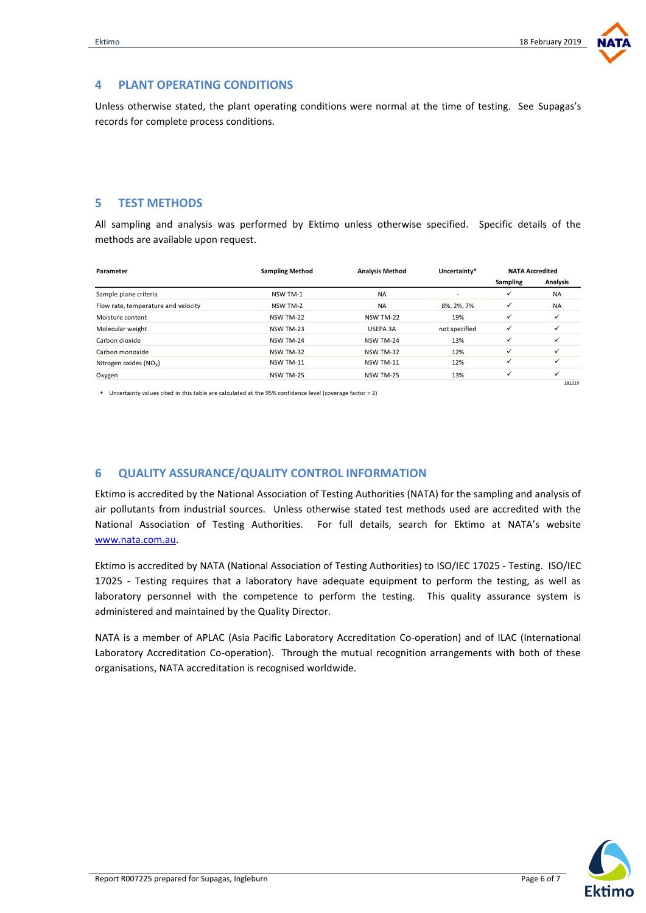## 4 PLANT OPERATING CONDITIONS

Unless otherwise stated, the plant operating conditions were normal at the time of testing. See Supagas's records for complete process conditions.

## 5 TEST METHODS

All sampling and analysis was performed by Ektimo unless otherwise specified. Specific details of the methods are available upon request.

| Parameter | Sampling Method | Analysis Method | Uncertainty* | NATA Accredited | |
|---|---|---|---|---|---|
| | | | | Sampling | Analysis |
| Sample plane criteria | NSW TM-1 | NA | - | ✓ | NA |
| Flow rate, temperature and velocity | NSW TM-2 | NA | 8%, 2%, 7% | ✓ | NA |
| Moisture content | NSW TM-22 | NSW TM-22 | 19% | ✓ | ✓ |
| Molecular weight | NSW TM-23 | USEPA 3A | not specified | ✓ | ✓ |
| Carbon dioxide | NSW TM-24 | NSW TM-24 | 13% | ✓ | ✓ |
| Carbon monoxide | NSW TM-32 | NSW TM-32 | 12% | ✓ | ✓ |
| Nitrogen oxides ($NO_X$) | NSW TM-11 | NSW TM-11 | 12% | ✓ | ✓ |
| Oxygen | NSW TM-25 | NSW TM-25 | 13% | ✓ | ✓ |

*181219*

\* Uncertainty values cited in this table are calculated at the 95% confidence level (coverage factor = 2)

## 6 QUALITY ASSURANCE/QUALITY CONTROL INFORMATION

Ektimo is accredited by the National Association of Testing Authorities (NATA) for the sampling and analysis of air pollutants from industrial sources. Unless otherwise stated test methods used are accredited with the National Association of Testing Authorities. For full details, search for Ektimo at NATA's website www.nata.com.au.

Ektimo is accredited by NATA (National Association of Testing Authorities) to ISO/IEC 17025 - Testing. ISO/IEC 17025 - Testing requires that a laboratory have adequate equipment to perform the testing, as well as laboratory personnel with the competence to perform the testing. This quality assurance system is administered and maintained by the Quality Director.

NATA is a member of APLAC (Asia Pacific Laboratory Accreditation Co-operation) and of ILAC (International Laboratory Accreditation Co-operation). Through the mutual recognition arrangements with both of these organisations, NATA accreditation is recognised worldwide.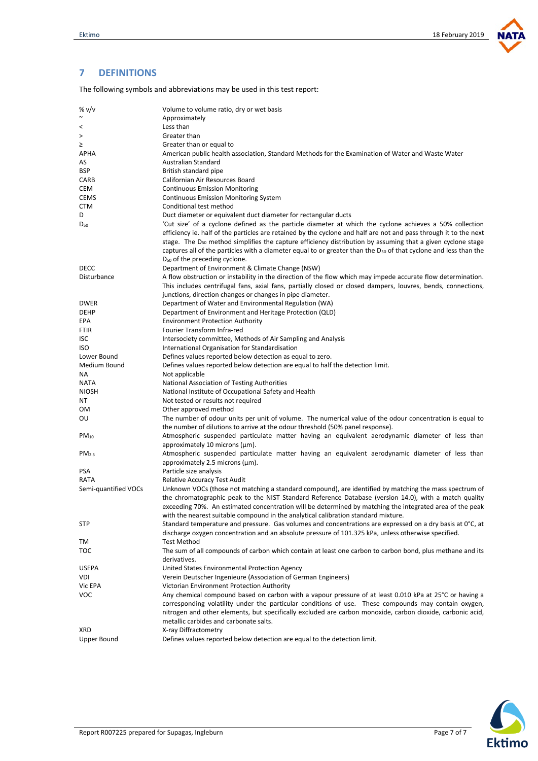## 7 DEFINITIONS

The following symbols and abbreviations may be used in this test report:

| | |
|---|---|
| % v/v | Volume to volume ratio, dry or wet basis |
| ~ | Approximately |
| < | Less than |
| > | Greater than |
| ≥ | Greater than or equal to |
| APHA | American public health association, Standard Methods for the Examination of Water and Waste Water |
| AS | Australian Standard |
| BSP | British standard pipe |
| CARB | Californian Air Resources Board |
| CEM | Continuous Emission Monitoring |
| CEMS | Continuous Emission Monitoring System |
| CTM | Conditional test method |
| D | Duct diameter or equivalent duct diameter for rectangular ducts |
| $D_{50}$ | 'Cut size' of a cyclone defined as the particle diameter at which the cyclone achieves a 50% collection efficiency ie. half of the particles are retained by the cyclone and half are not and pass through it to the next stage. The $D_{50}$ method simplifies the capture efficiency distribution by assuming that a given cyclone stage captures all of the particles with a diameter equal to or greater than the $D_{50}$ of that cyclone and less than the $D_{50}$ of the preceding cyclone. |
| DECC | Department of Environment & Climate Change (NSW) |
| Disturbance | A flow obstruction or instability in the direction of the flow which may impede accurate flow determination. This includes centrifugal fans, axial fans, partially closed or closed dampers, louvres, bends, connections, junctions, direction changes or changes in pipe diameter. |
| DWER | Department of Water and Environmental Regulation (WA) |
| DEHP | Department of Environment and Heritage Protection (QLD) |
| EPA | Environment Protection Authority |
| FTIR | Fourier Transform Infra-red |
| ISC | Intersociety committee, Methods of Air Sampling and Analysis |
| ISO | International Organisation for Standardisation |
| Lower Bound | Defines values reported below detection as equal to zero. |
| Medium Bound | Defines values reported below detection are equal to half the detection limit. |
| NA | Not applicable |
| NATA | National Association of Testing Authorities |
| NIOSH | National Institute of Occupational Safety and Health |
| NT | Not tested or results not required |
| OM | Other approved method |
| OU | The number of odour units per unit of volume. The numerical value of the odour concentration is equal to the number of dilutions to arrive at the odour threshold (50% panel response). |
| $PM_{10}$ | Atmospheric suspended particulate matter having an equivalent aerodynamic diameter of less than approximately 10 microns (µm). |
| $PM_{2.5}$ | Atmospheric suspended particulate matter having an equivalent aerodynamic diameter of less than approximately 2.5 microns (µm). |
| PSA | Particle size analysis |
| RATA | Relative Accuracy Test Audit |
| Semi-quantified VOCs | Unknown VOCs (those not matching a standard compound), are identified by matching the mass spectrum of the chromatographic peak to the NIST Standard Reference Database (version 14.0), with a match quality exceeding 70%. An estimated concentration will be determined by matching the integrated area of the peak with the nearest suitable compound in the analytical calibration standard mixture. |
| STP | Standard temperature and pressure. Gas volumes and concentrations are expressed on a dry basis at 0°C, at discharge oxygen concentration and an absolute pressure of 101.325 kPa, unless otherwise specified. |
| TM | Test Method |
| TOC | The sum of all compounds of carbon which contain at least one carbon to carbon bond, plus methane and its derivatives. |
| USEPA | United States Environmental Protection Agency |
| VDI | Verein Deutscher Ingenieure (Association of German Engineers) |
| Vic EPA | Victorian Environment Protection Authority |
| VOC | Any chemical compound based on carbon with a vapour pressure of at least 0.010 kPa at 25°C or having a corresponding volatility under the particular conditions of use. These compounds may contain oxygen, nitrogen and other elements, but specifically excluded are carbon monoxide, carbon dioxide, carbonic acid, metallic carbides and carbonate salts. |
| XRD | X-ray Diffractometry |
| Upper Bound | Defines values reported below detection are equal to the detection limit. |